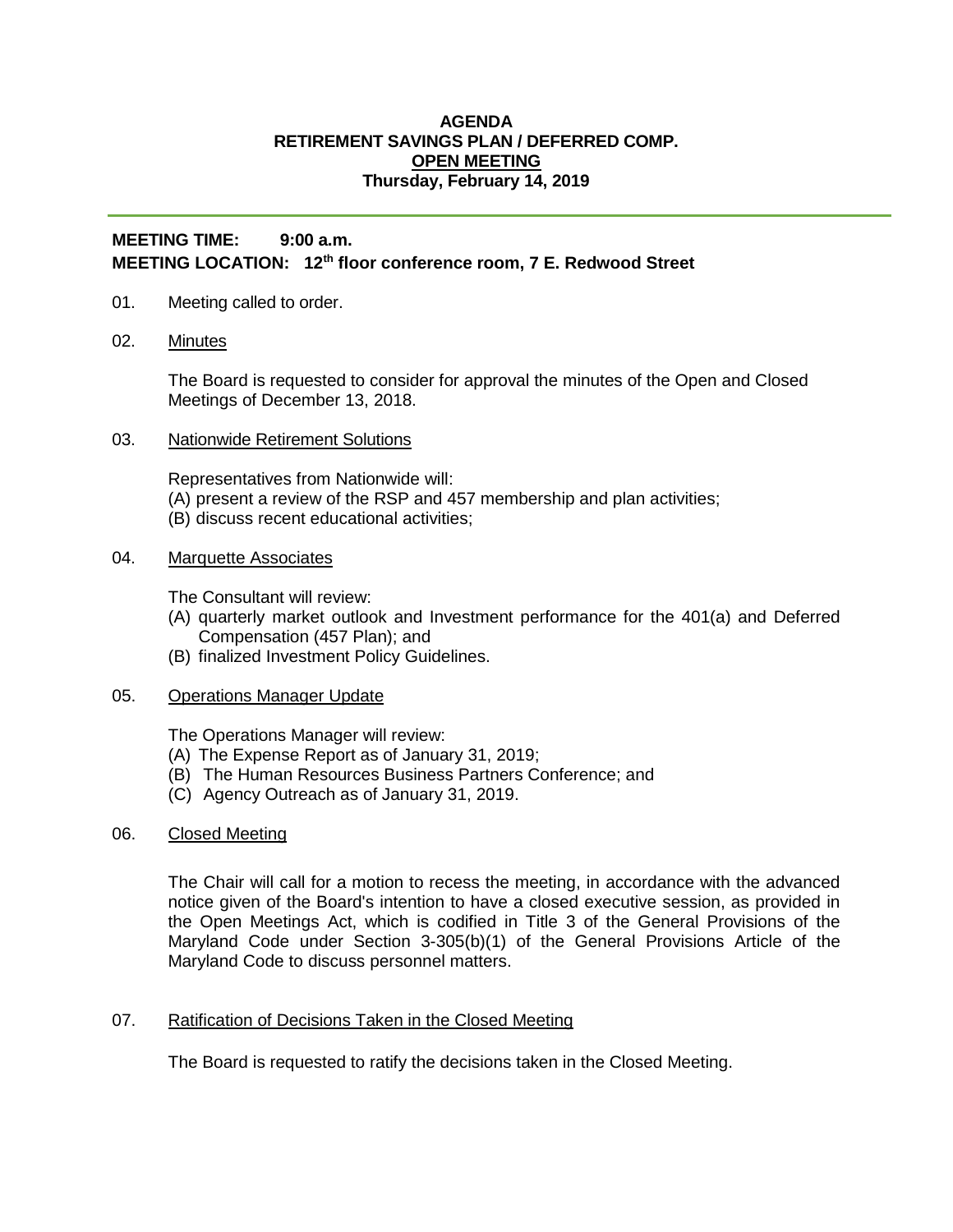**AGENDA**
**RETIREMENT SAVINGS PLAN / DEFERRED COMP.**
**OPEN MEETING**
**Thursday, February 14, 2019**

---

**MEETING TIME: 9:00 a.m.**
**MEETING LOCATION: 12th floor conference room, 7 E. Redwood Street**

01. Meeting called to order.

02. Minutes

    The Board is requested to consider for approval the minutes of the Open and Closed Meetings of December 13, 2018.

03. Nationwide Retirement Solutions

    Representatives from Nationwide will:
    (A) present a review of the RSP and 457 membership and plan activities;
    (B) discuss recent educational activities;

04. Marquette Associates

    The Consultant will review:
    (A) quarterly market outlook and Investment performance for the 401(a) and Deferred Compensation (457 Plan); and
    (B) finalized Investment Policy Guidelines.

05. Operations Manager Update

    The Operations Manager will review:
    (A) The Expense Report as of January 31, 2019;
    (B) The Human Resources Business Partners Conference; and
    (C) Agency Outreach as of January 31, 2019.

06. Closed Meeting

    The Chair will call for a motion to recess the meeting, in accordance with the advanced notice given of the Board's intention to have a closed executive session, as provided in the Open Meetings Act, which is codified in Title 3 of the General Provisions of the Maryland Code under Section 3-305(b)(1) of the General Provisions Article of the Maryland Code to discuss personnel matters.

07. Ratification of Decisions Taken in the Closed Meeting

    The Board is requested to ratify the decisions taken in the Closed Meeting.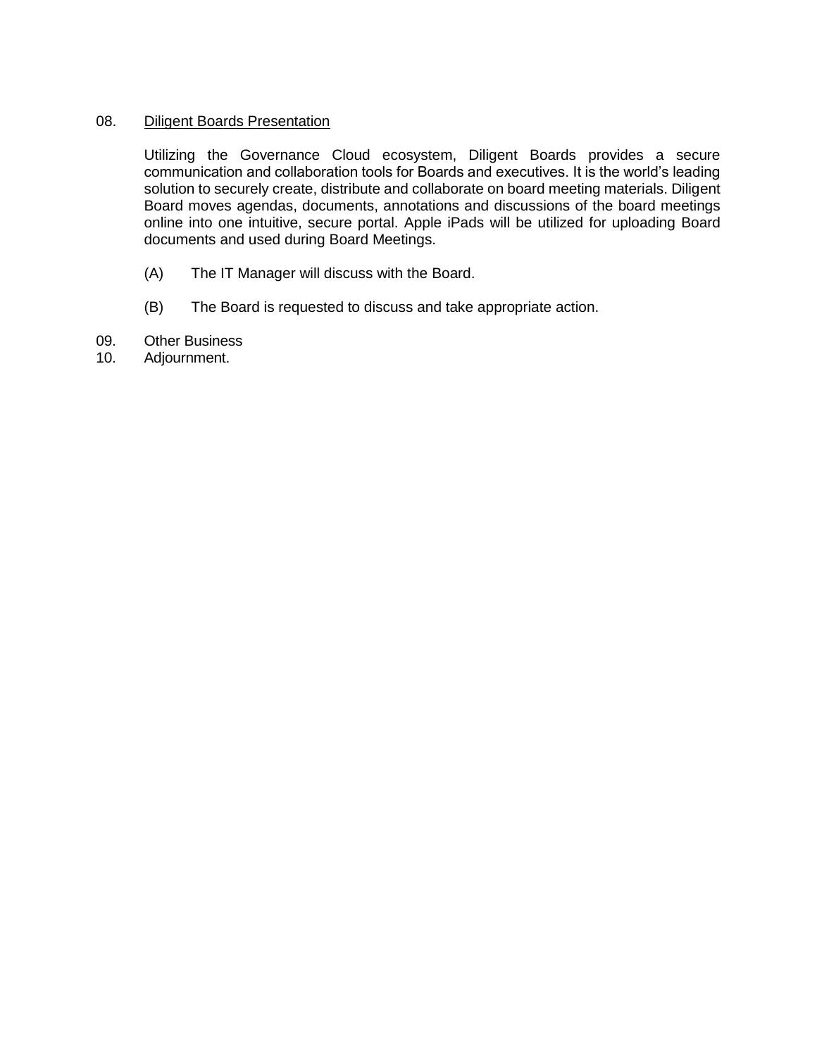08. <u>Diligent Boards Presentation</u>

Utilizing the Governance Cloud ecosystem, Diligent Boards provides a secure communication and collaboration tools for Boards and executives. It is the world's leading solution to securely create, distribute and collaborate on board meeting materials. Diligent Board moves agendas, documents, annotations and discussions of the board meetings online into one intuitive, secure portal. Apple iPads will be utilized for uploading Board documents and used during Board Meetings.

(A) The IT Manager will discuss with the Board.

(B) The Board is requested to discuss and take appropriate action.

09. Other Business

10. Adjournment.